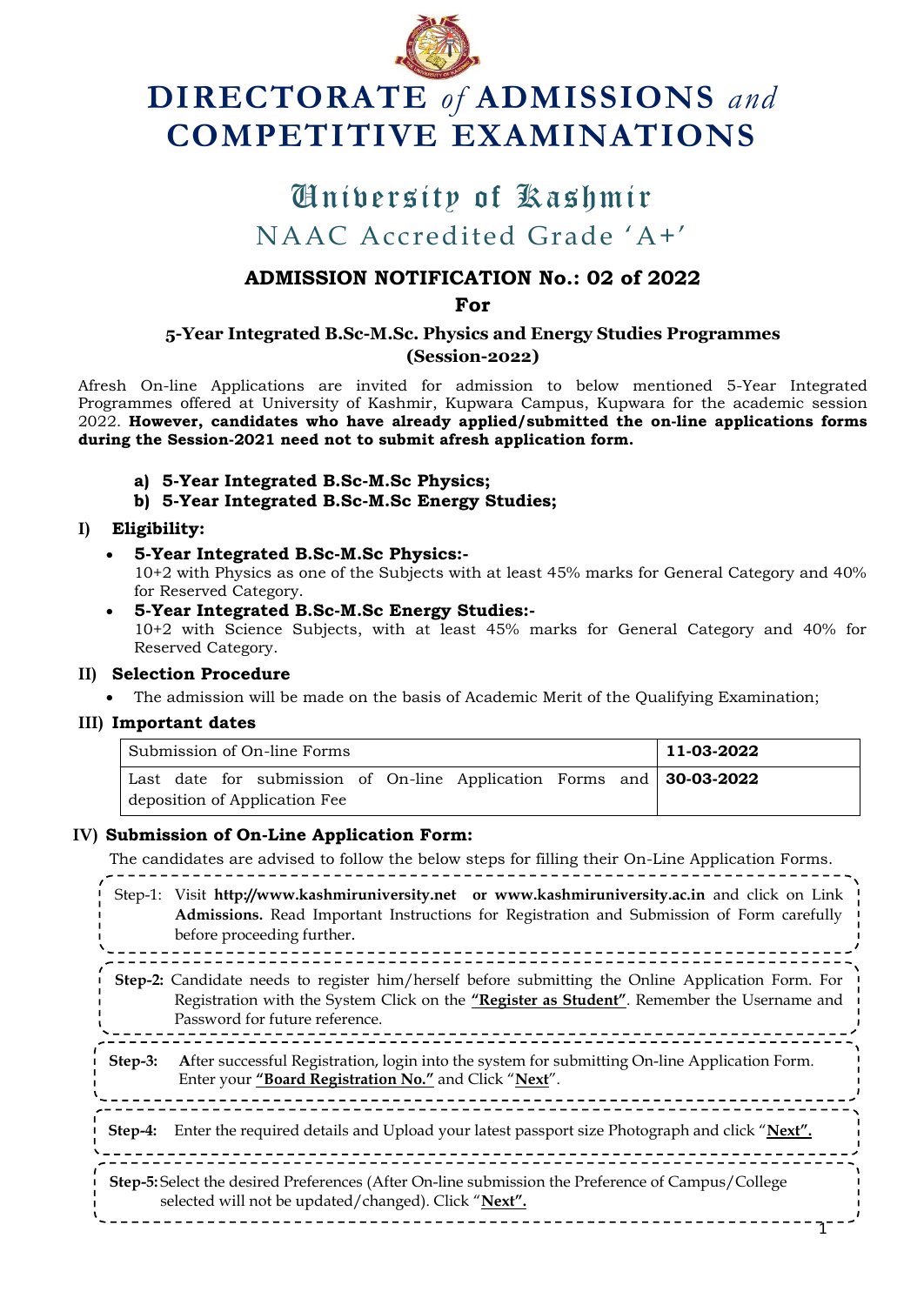# DIRECTORATE *of* ADMISSIONS *and* COMPETITIVE EXAMINATIONS

## University of Kashmir

NAAC Accredited Grade 'A+'

### ADMISSION NOTIFICATION No.: 02 of 2022

**For**

**5-Year Integrated B.Sc-M.Sc. Physics and Energy Studies Programmes (Session-2022)**

Afresh On-line Applications are invited for admission to below mentioned 5-Year Integrated Programmes offered at University of Kashmir, Kupwara Campus, Kupwara for the academic session 2022. **However, candidates who have already applied/submitted the on-line applications forms during the Session-2021 need not to submit afresh application form.**

- **a) 5-Year Integrated B.Sc-M.Sc Physics;**
- **b) 5-Year Integrated B.Sc-M.Sc Energy Studies;**

### I) Eligibility:

- **5-Year Integrated B.Sc-M.Sc Physics:-**
  10+2 with Physics as one of the Subjects with at least 45% marks for General Category and 40% for Reserved Category.
- **5-Year Integrated B.Sc-M.Sc Energy Studies:-**
  10+2 with Science Subjects, with at least 45% marks for General Category and 40% for Reserved Category.

### II) Selection Procedure

- The admission will be made on the basis of Academic Merit of the Qualifying Examination;

### III) Important dates

| Submission of On-line Forms | **11-03-2022** |
|---|---|
| Last date for submission of On-line Application Forms and deposition of Application Fee | **30-03-2022** |

### IV) Submission of On-Line Application Form:

The candidates are advised to follow the below steps for filling their On-Line Application Forms.

Step-1: Visit **http://www.kashmiruniversity.net or www.kashmiruniversity.ac.in** and click on Link **Admissions.** Read Important Instructions for Registration and Submission of Form carefully before proceeding further.

**Step-2:** Candidate needs to register him/herself before submitting the Online Application Form. For Registration with the System Click on the **"Register as Student"**. Remember the Username and Password for future reference.

**Step-3:** **A**fter successful Registration, login into the system for submitting On-line Application Form. Enter your **"Board Registration No."** and Click "**Next**".

**Step-4:** Enter the required details and Upload your latest passport size Photograph and click "**Next".**

**Step-5:** Select the desired Preferences (After On-line submission the Preference of Campus/College selected will not be updated/changed). Click "**Next".**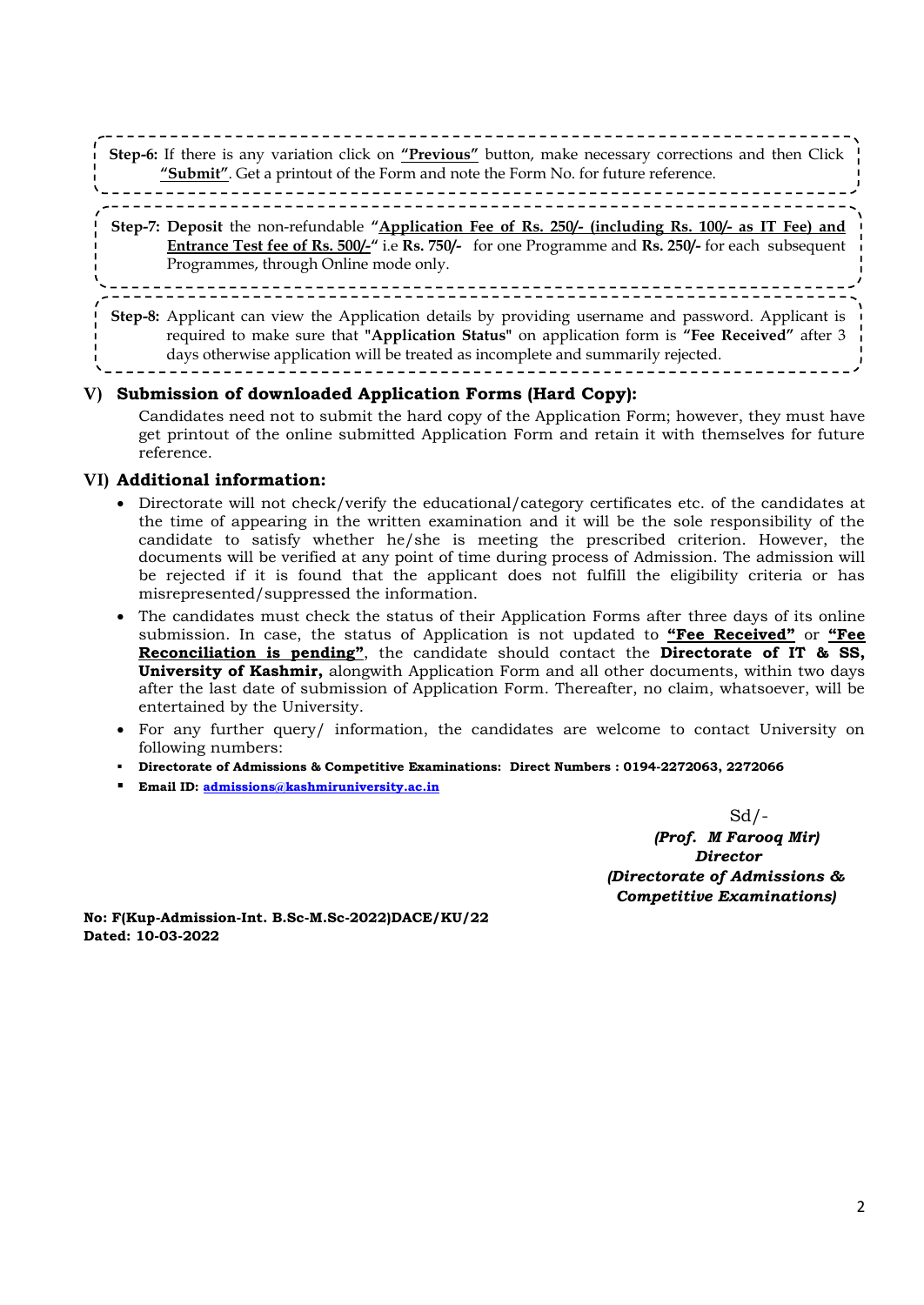**Step-6:** If there is any variation click on **"Previous"** button, make necessary corrections and then Click **"Submit"**. Get a printout of the Form and note the Form No. for future reference.

**Step-7: Deposit** the non-refundable **"Application Fee of Rs. 250/- (including Rs. 100/- as IT Fee) and Entrance Test fee of Rs. 500/-"** i.e **Rs. 750/-** for one Programme and **Rs. 250/-** for each subsequent Programmes, through Online mode only.

**Step-8:** Applicant can view the Application details by providing username and password. Applicant is required to make sure that **"Application Status"** on application form is **"Fee Received"** after 3 days otherwise application will be treated as incomplete and summarily rejected.

## V) Submission of downloaded Application Forms (Hard Copy):

Candidates need not to submit the hard copy of the Application Form; however, they must have get printout of the online submitted Application Form and retain it with themselves for future reference.

## VI) Additional information:

- Directorate will not check/verify the educational/category certificates etc. of the candidates at the time of appearing in the written examination and it will be the sole responsibility of the candidate to satisfy whether he/she is meeting the prescribed criterion. However, the documents will be verified at any point of time during process of Admission. The admission will be rejected if it is found that the applicant does not fulfill the eligibility criteria or has misrepresented/suppressed the information.
- The candidates must check the status of their Application Forms after three days of its online submission. In case, the status of Application is not updated to **"Fee Received"** or **"Fee Reconciliation is pending"**, the candidate should contact the **Directorate of IT & SS, University of Kashmir,** alongwith Application Form and all other documents, within two days after the last date of submission of Application Form. Thereafter, no claim, whatsoever, will be entertained by the University.
- For any further query/ information, the candidates are welcome to contact University on following numbers:

- **Directorate of Admissions & Competitive Examinations: Direct Numbers : 0194-2272063, 2272066**
- **Email ID: admissions@kashmiruniversity.ac.in**

Sd/-

***(Prof. M Farooq Mir)***
***Director***
***(Directorate of Admissions & Competitive Examinations)***

**No: F(Kup-Admission-Int. B.Sc-M.Sc-2022)DACE/KU/22**
**Dated: 10-03-2022**